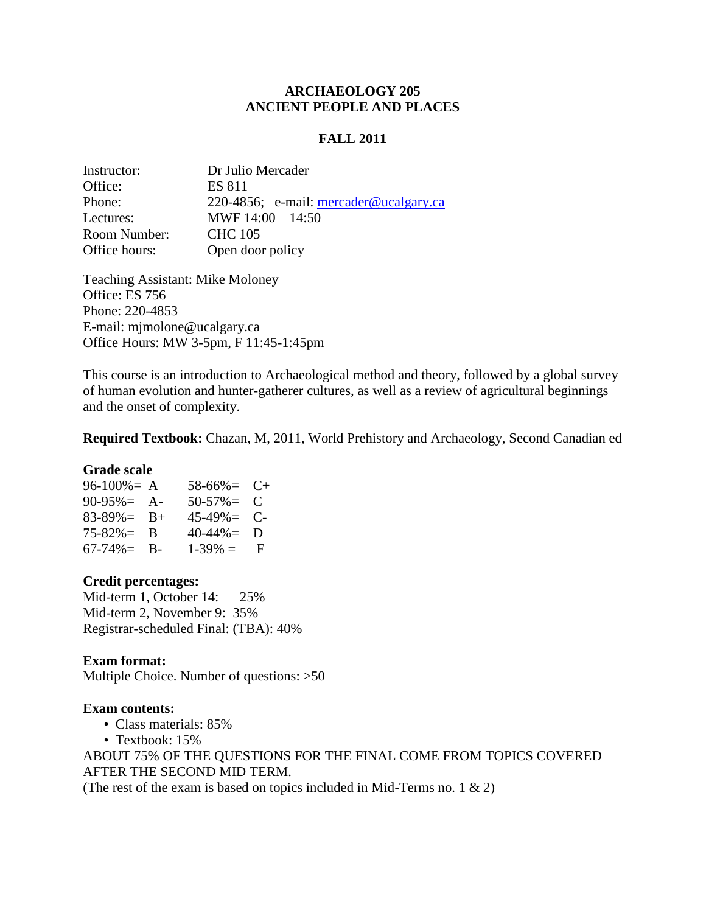# ARCHAEOLOGY 205
# ANCIENT PEOPLE AND PLACES

## FALL 2011

| | |
|---|---|
| Instructor: | Dr Julio Mercader |
| Office: | ES 811 |
| Phone: | 220-4856; e-mail: mercader@ucalgary.ca |
| Lectures: | MWF 14:00 – 14:50 |
| Room Number: | CHC 105 |
| Office hours: | Open door policy |

Teaching Assistant: Mike Moloney
Office: ES 756
Phone: 220-4853
E-mail: mjmolone@ucalgary.ca
Office Hours: MW 3-5pm, F 11:45-1:45pm

This course is an introduction to Archaeological method and theory, followed by a global survey of human evolution and hunter-gatherer cultures, as well as a review of agricultural beginnings and the onset of complexity.

**Required Textbook:** Chazan, M, 2011, World Prehistory and Archaeology, Second Canadian ed

**Grade scale**

| | | | |
|---|---|---|---|
| 96-100%= | A | 58-66%= | C+ |
| 90-95%= | A- | 50-57%= | C |
| 83-89%= | B+ | 45-49%= | C- |
| 75-82%= | B | 40-44%= | D |
| 67-74%= | B- | 1-39% = | F |

**Credit percentages:**
Mid-term 1, October 14: 25%
Mid-term 2, November 9: 35%
Registrar-scheduled Final: (TBA): 40%

**Exam format:**
Multiple Choice. Number of questions: >50

**Exam contents:**

- Class materials: 85%
- Textbook: 15%

ABOUT 75% OF THE QUESTIONS FOR THE FINAL COME FROM TOPICS COVERED AFTER THE SECOND MID TERM.
(The rest of the exam is based on topics included in Mid-Terms no. 1 & 2)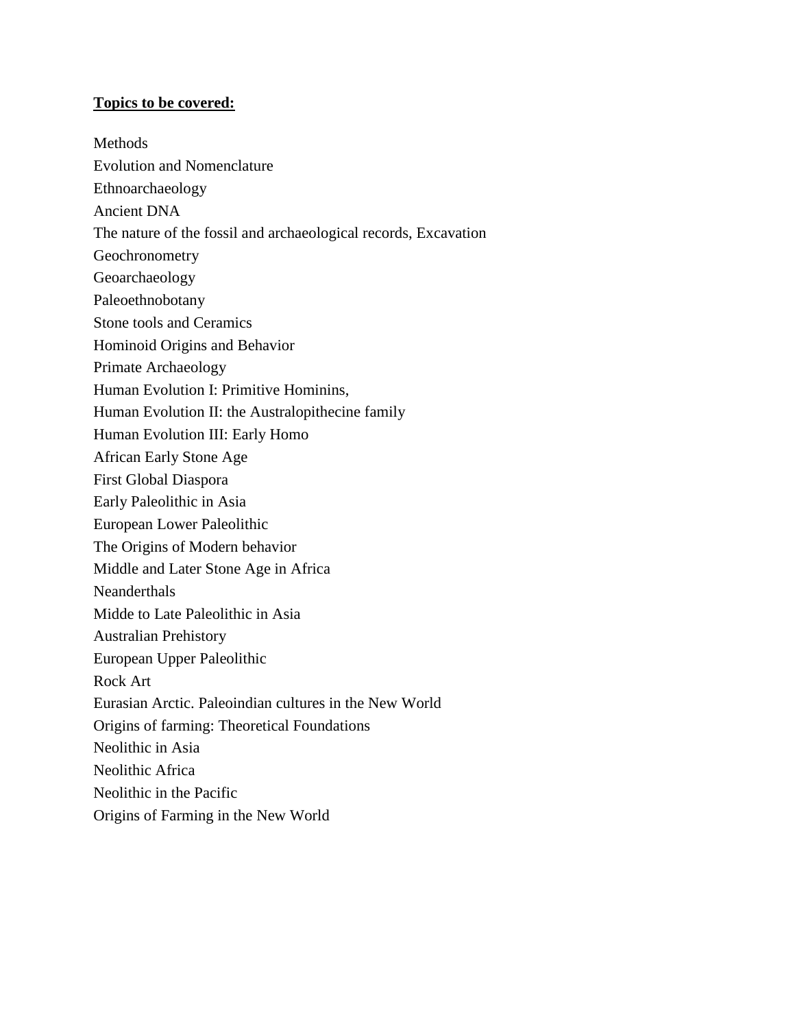**<u>Topics to be covered:</u>**

Methods
Evolution and Nomenclature
Ethnoarchaeology
Ancient DNA
The nature of the fossil and archaeological records, Excavation
Geochronometry
Geoarchaeology
Paleoethnobotany
Stone tools and Ceramics
Hominoid Origins and Behavior
Primate Archaeology
Human Evolution I: Primitive Hominins,
Human Evolution II: the Australopithecine family
Human Evolution III: Early Homo
African Early Stone Age
First Global Diaspora
Early Paleolithic in Asia
European Lower Paleolithic
The Origins of Modern behavior
Middle and Later Stone Age in Africa
Neanderthals
Midde to Late Paleolithic in Asia
Australian Prehistory
European Upper Paleolithic
Rock Art
Eurasian Arctic. Paleoindian cultures in the New World
Origins of farming: Theoretical Foundations
Neolithic in Asia
Neolithic Africa
Neolithic in the Pacific
Origins of Farming in the New World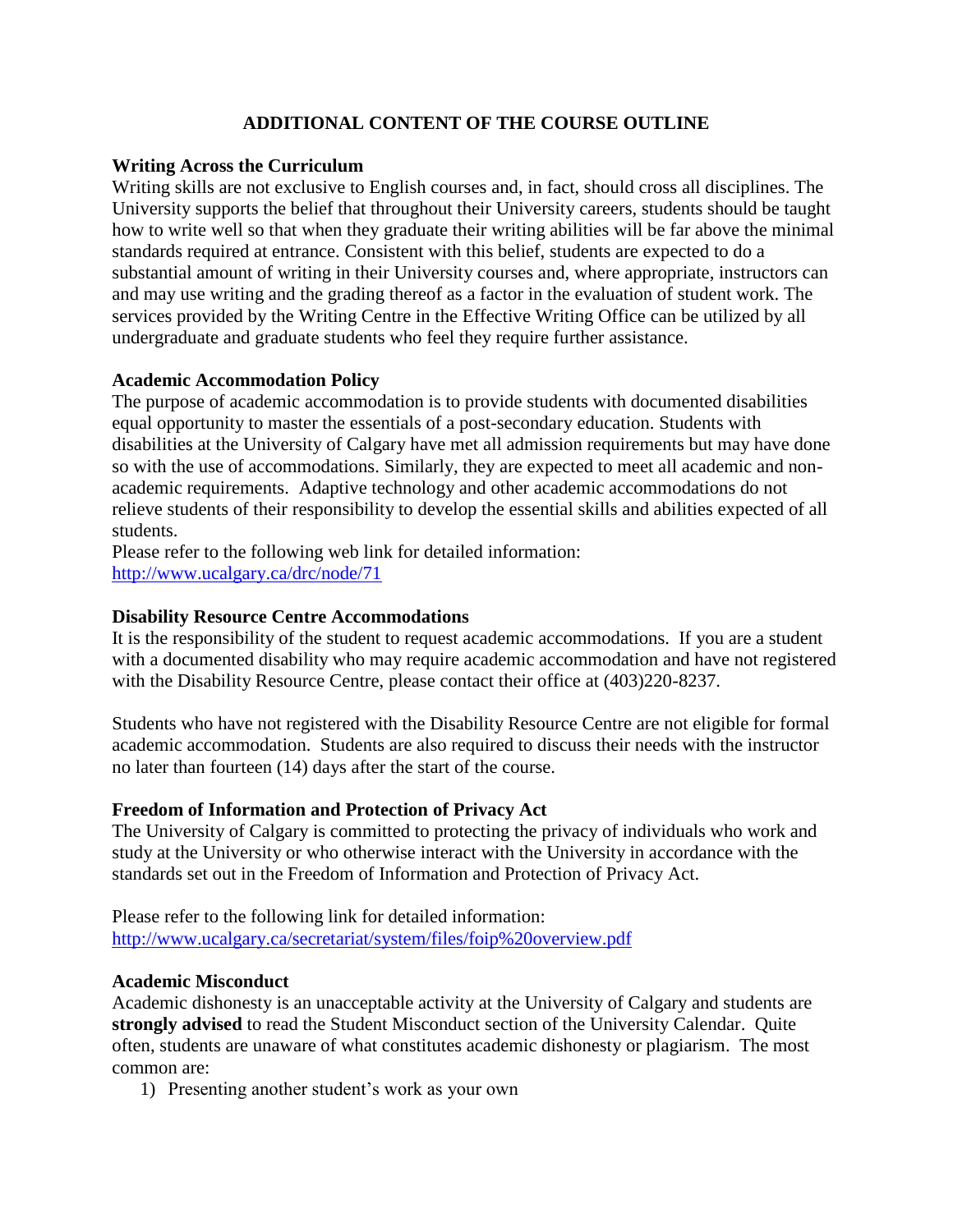## ADDITIONAL CONTENT OF THE COURSE OUTLINE

### Writing Across the Curriculum

Writing skills are not exclusive to English courses and, in fact, should cross all disciplines. The University supports the belief that throughout their University careers, students should be taught how to write well so that when they graduate their writing abilities will be far above the minimal standards required at entrance. Consistent with this belief, students are expected to do a substantial amount of writing in their University courses and, where appropriate, instructors can and may use writing and the grading thereof as a factor in the evaluation of student work. The services provided by the Writing Centre in the Effective Writing Office can be utilized by all undergraduate and graduate students who feel they require further assistance.

### Academic Accommodation Policy

The purpose of academic accommodation is to provide students with documented disabilities equal opportunity to master the essentials of a post-secondary education. Students with disabilities at the University of Calgary have met all admission requirements but may have done so with the use of accommodations. Similarly, they are expected to meet all academic and non-academic requirements. Adaptive technology and other academic accommodations do not relieve students of their responsibility to develop the essential skills and abilities expected of all students.

Please refer to the following web link for detailed information:
http://www.ucalgary.ca/drc/node/71

### Disability Resource Centre Accommodations

It is the responsibility of the student to request academic accommodations. If you are a student with a documented disability who may require academic accommodation and have not registered with the Disability Resource Centre, please contact their office at (403)220-8237.

Students who have not registered with the Disability Resource Centre are not eligible for formal academic accommodation. Students are also required to discuss their needs with the instructor no later than fourteen (14) days after the start of the course.

### Freedom of Information and Protection of Privacy Act

The University of Calgary is committed to protecting the privacy of individuals who work and study at the University or who otherwise interact with the University in accordance with the standards set out in the Freedom of Information and Protection of Privacy Act.

Please refer to the following link for detailed information:
http://www.ucalgary.ca/secretariat/system/files/foip%20overview.pdf

### Academic Misconduct

Academic dishonesty is an unacceptable activity at the University of Calgary and students are **strongly advised** to read the Student Misconduct section of the University Calendar. Quite often, students are unaware of what constitutes academic dishonesty or plagiarism. The most common are:

1) Presenting another student's work as your own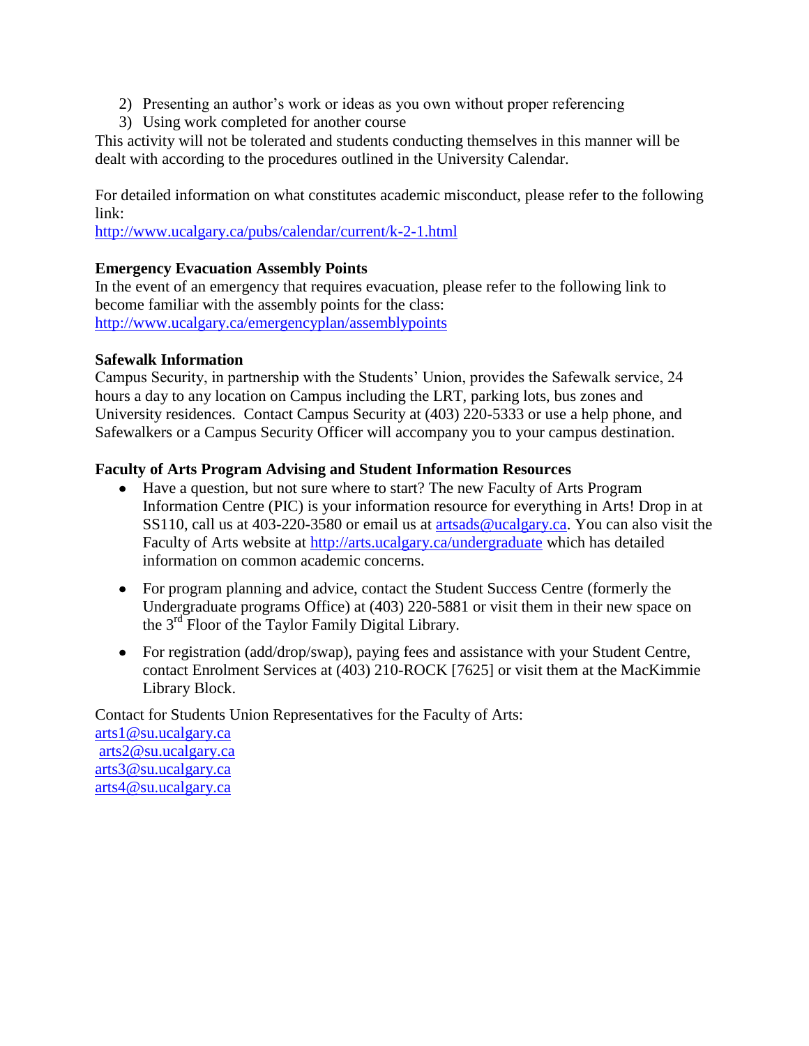2) Presenting an author's work or ideas as you own without proper referencing
3) Using work completed for another course

This activity will not be tolerated and students conducting themselves in this manner will be dealt with according to the procedures outlined in the University Calendar.

For detailed information on what constitutes academic misconduct, please refer to the following link:
http://www.ucalgary.ca/pubs/calendar/current/k-2-1.html

**Emergency Evacuation Assembly Points**

In the event of an emergency that requires evacuation, please refer to the following link to become familiar with the assembly points for the class:
http://www.ucalgary.ca/emergencyplan/assemblypoints

**Safewalk Information**

Campus Security, in partnership with the Students' Union, provides the Safewalk service, 24 hours a day to any location on Campus including the LRT, parking lots, bus zones and University residences. Contact Campus Security at (403) 220-5333 or use a help phone, and Safewalkers or a Campus Security Officer will accompany you to your campus destination.

**Faculty of Arts Program Advising and Student Information Resources**

- Have a question, but not sure where to start? The new Faculty of Arts Program Information Centre (PIC) is your information resource for everything in Arts! Drop in at SS110, call us at 403-220-3580 or email us at artsads@ucalgary.ca. You can also visit the Faculty of Arts website at http://arts.ucalgary.ca/undergraduate which has detailed information on common academic concerns.

- For program planning and advice, contact the Student Success Centre (formerly the Undergraduate programs Office) at (403) 220-5881 or visit them in their new space on the 3rd Floor of the Taylor Family Digital Library.

- For registration (add/drop/swap), paying fees and assistance with your Student Centre, contact Enrolment Services at (403) 210-ROCK [7625] or visit them at the MacKimmie Library Block.

Contact for Students Union Representatives for the Faculty of Arts:
arts1@su.ucalgary.ca
arts2@su.ucalgary.ca
arts3@su.ucalgary.ca
arts4@su.ucalgary.ca